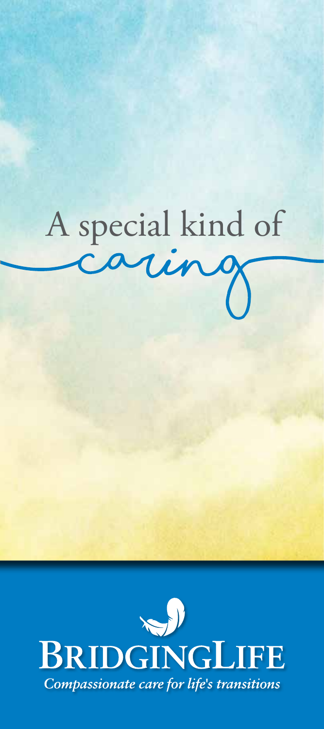# A special kind of caring

**BRIDGINGLIFE**

*Compassionate care for life's transitions*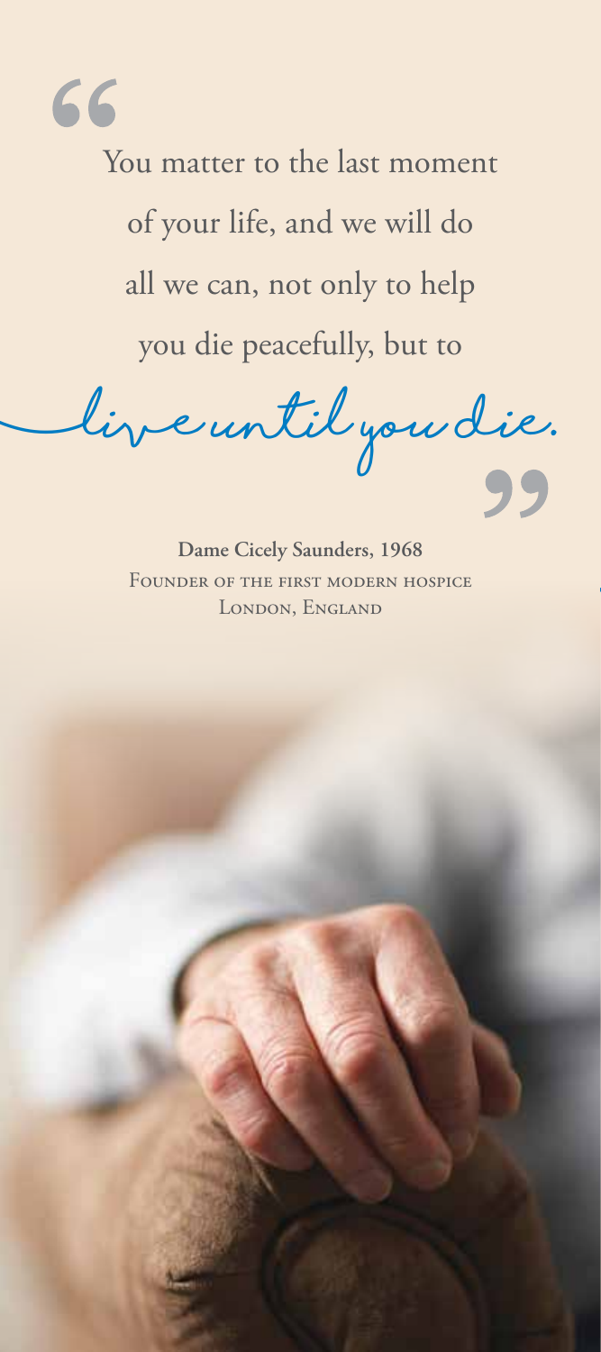> "You matter to the last moment of your life, and we will do all we can, not only to help you die peacefully, but to *live until you die.*"

**Dame Cicely Saunders, 1968**
Founder of the first modern hospice
London, England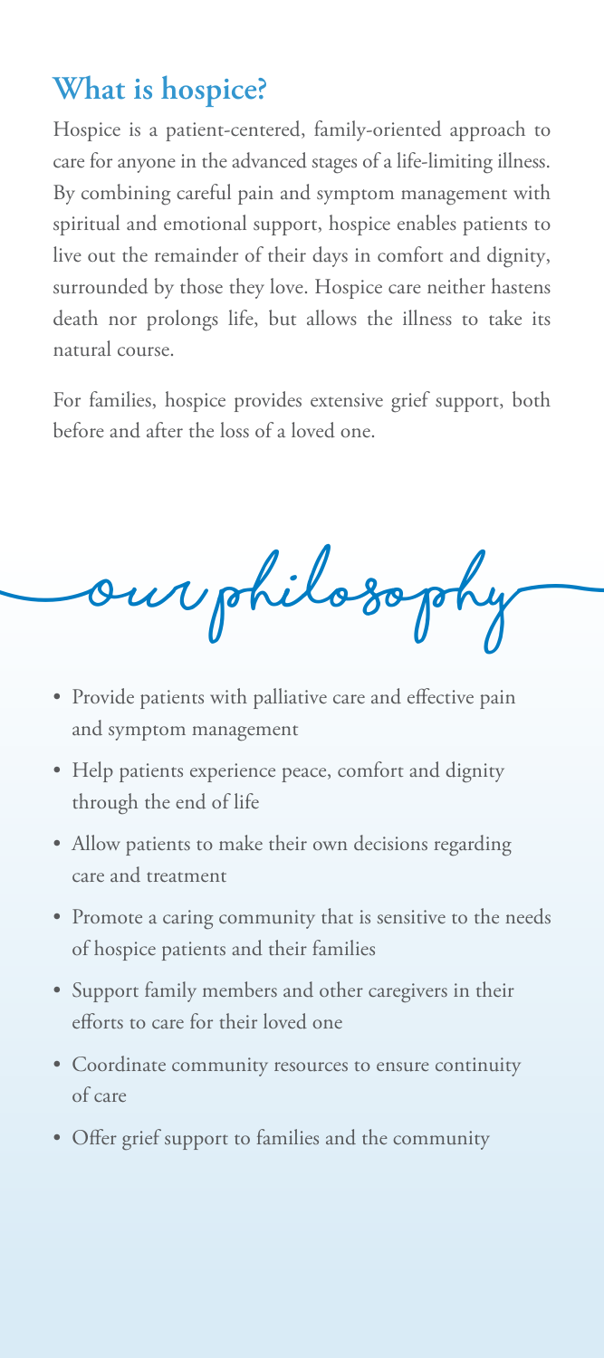## What is hospice?

Hospice is a patient-centered, family-oriented approach to care for anyone in the advanced stages of a life-limiting illness. By combining careful pain and symptom management with spiritual and emotional support, hospice enables patients to live out the remainder of their days in comfort and dignity, surrounded by those they love. Hospice care neither hastens death nor prolongs life, but allows the illness to take its natural course.

For families, hospice provides extensive grief support, both before and after the loss of a loved one.

## our philosophy

- Provide patients with palliative care and effective pain and symptom management
- Help patients experience peace, comfort and dignity through the end of life
- Allow patients to make their own decisions regarding care and treatment
- Promote a caring community that is sensitive to the needs of hospice patients and their families
- Support family members and other caregivers in their efforts to care for their loved one
- Coordinate community resources to ensure continuity of care
- Offer grief support to families and the community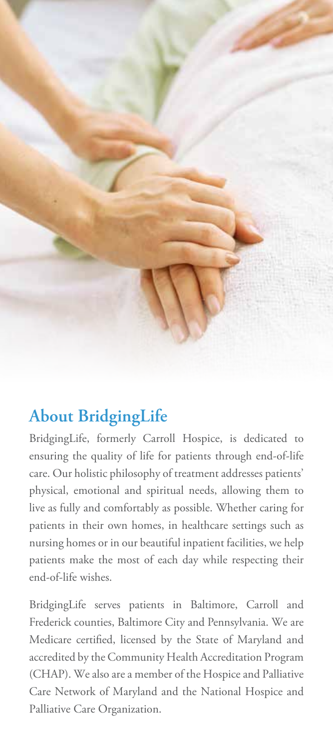## About BridgingLife

BridgingLife, formerly Carroll Hospice, is dedicated to ensuring the quality of life for patients through end-of-life care. Our holistic philosophy of treatment addresses patients' physical, emotional and spiritual needs, allowing them to live as fully and comfortably as possible. Whether caring for patients in their own homes, in healthcare settings such as nursing homes or in our beautiful inpatient facilities, we help patients make the most of each day while respecting their end-of-life wishes.

BridgingLife serves patients in Baltimore, Carroll and Frederick counties, Baltimore City and Pennsylvania. We are Medicare certified, licensed by the State of Maryland and accredited by the Community Health Accreditation Program (CHAP). We also are a member of the Hospice and Palliative Care Network of Maryland and the National Hospice and Palliative Care Organization.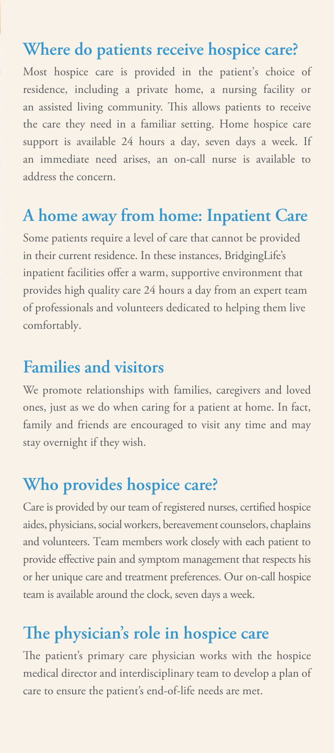## Where do patients receive hospice care?

Most hospice care is provided in the patient's choice of residence, including a private home, a nursing facility or an assisted living community. This allows patients to receive the care they need in a familiar setting. Home hospice care support is available 24 hours a day, seven days a week. If an immediate need arises, an on-call nurse is available to address the concern.

## A home away from home: Inpatient Care

Some patients require a level of care that cannot be provided in their current residence. In these instances, BridgingLife's inpatient facilities offer a warm, supportive environment that provides high quality care 24 hours a day from an expert team of professionals and volunteers dedicated to helping them live comfortably.

## Families and visitors

We promote relationships with families, caregivers and loved ones, just as we do when caring for a patient at home. In fact, family and friends are encouraged to visit any time and may stay overnight if they wish.

## Who provides hospice care?

Care is provided by our team of registered nurses, certified hospice aides, physicians, social workers, bereavement counselors, chaplains and volunteers. Team members work closely with each patient to provide effective pain and symptom management that respects his or her unique care and treatment preferences. Our on-call hospice team is available around the clock, seven days a week.

## The physician's role in hospice care

The patient's primary care physician works with the hospice medical director and interdisciplinary team to develop a plan of care to ensure the patient's end-of-life needs are met.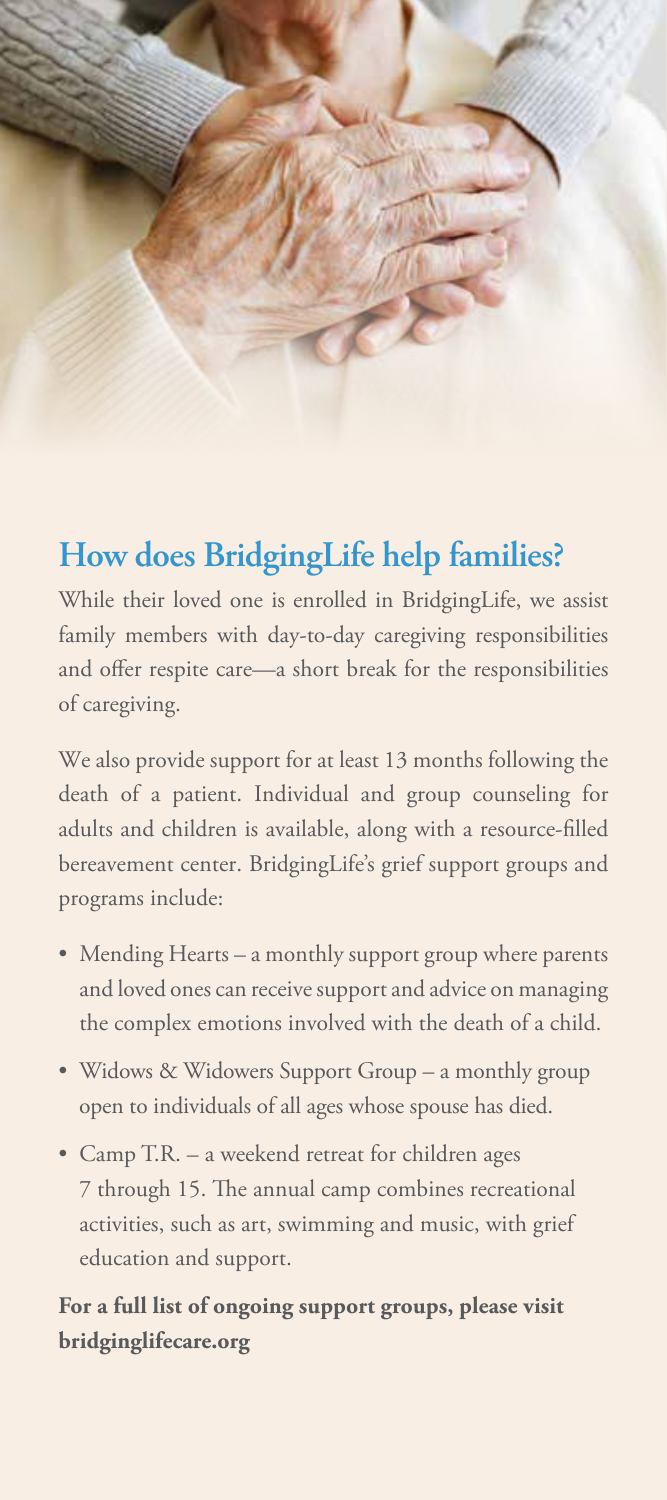## How does BridgingLife help families?

While their loved one is enrolled in BridgingLife, we assist family members with day-to-day caregiving responsibilities and offer respite care—a short break for the responsibilities of caregiving.

We also provide support for at least 13 months following the death of a patient. Individual and group counseling for adults and children is available, along with a resource-filled bereavement center. BridgingLife's grief support groups and programs include:

- Mending Hearts – a monthly support group where parents and loved ones can receive support and advice on managing the complex emotions involved with the death of a child.
- Widows & Widowers Support Group – a monthly group open to individuals of all ages whose spouse has died.
- Camp T.R. – a weekend retreat for children ages 7 through 15. The annual camp combines recreational activities, such as art, swimming and music, with grief education and support.

**For a full list of ongoing support groups, please visit bridginglifecare.org**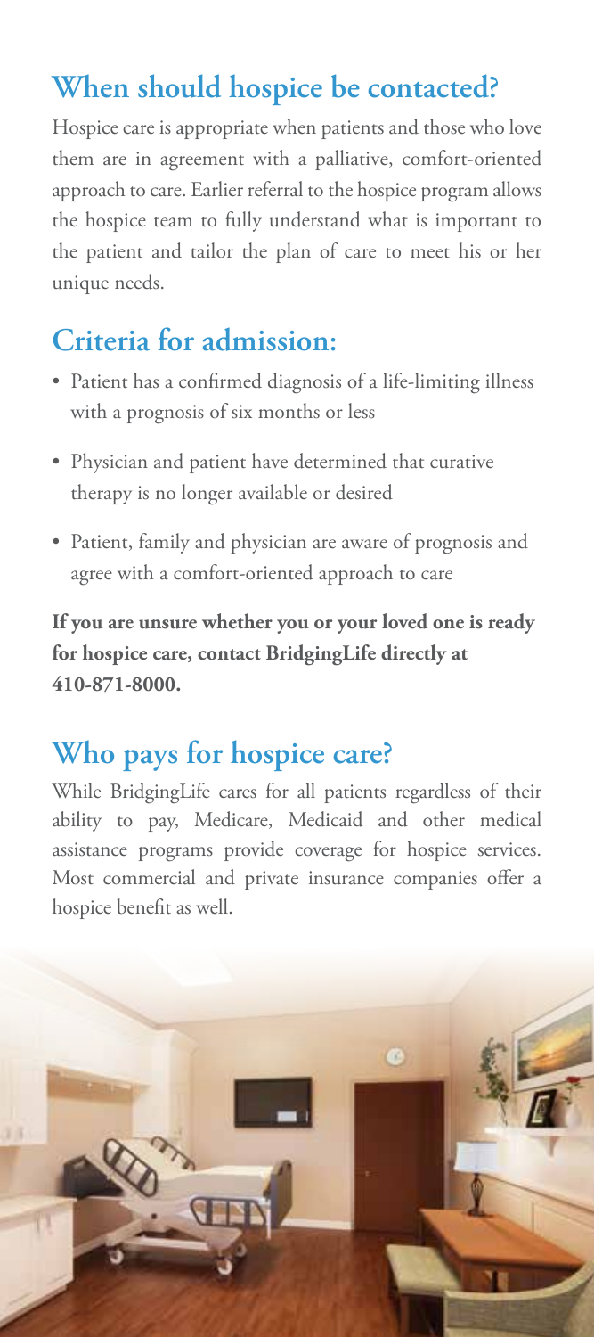## When should hospice be contacted?

Hospice care is appropriate when patients and those who love them are in agreement with a palliative, comfort-oriented approach to care. Earlier referral to the hospice program allows the hospice team to fully understand what is important to the patient and tailor the plan of care to meet his or her unique needs.

## Criteria for admission:

- Patient has a confirmed diagnosis of a life-limiting illness with a prognosis of six months or less
- Physician and patient have determined that curative therapy is no longer available or desired
- Patient, family and physician are aware of prognosis and agree with a comfort-oriented approach to care

**If you are unsure whether you or your loved one is ready for hospice care, contact BridgingLife directly at 410-871-8000.**

## Who pays for hospice care?

While BridgingLife cares for all patients regardless of their ability to pay, Medicare, Medicaid and other medical assistance programs provide coverage for hospice services. Most commercial and private insurance companies offer a hospice benefit as well.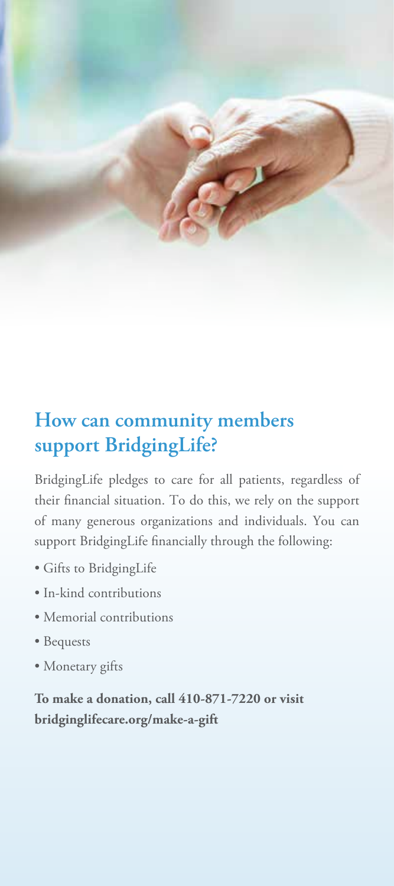## How can community members support BridgingLife?

BridgingLife pledges to care for all patients, regardless of their financial situation. To do this, we rely on the support of many generous organizations and individuals. You can support BridgingLife financially through the following:

- Gifts to BridgingLife
- In-kind contributions
- Memorial contributions
- Bequests
- Monetary gifts

**To make a donation, call 410-871-7220 or visit bridginglifecare.org/make-a-gift**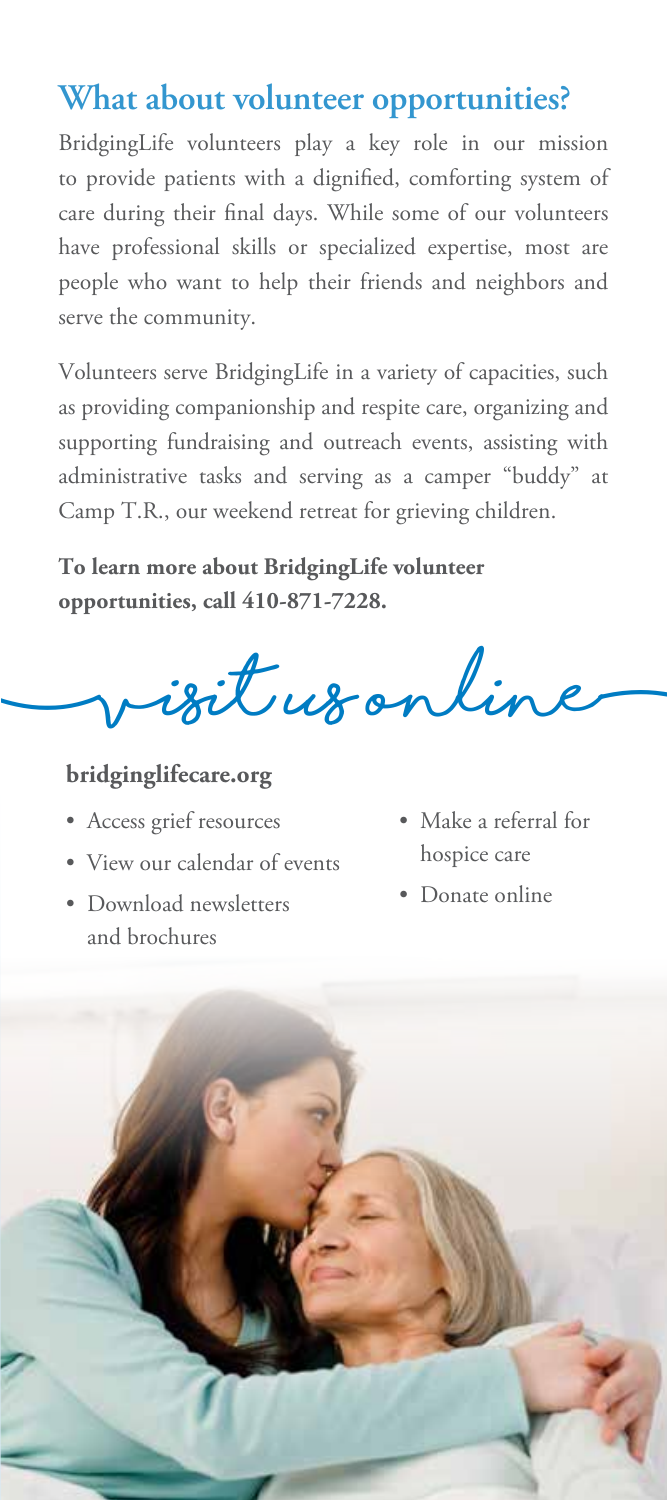## What about volunteer opportunities?

BridgingLife volunteers play a key role in our mission to provide patients with a dignified, comforting system of care during their final days. While some of our volunteers have professional skills or specialized expertise, most are people who want to help their friends and neighbors and serve the community.

Volunteers serve BridgingLife in a variety of capacities, such as providing companionship and respite care, organizing and supporting fundraising and outreach events, assisting with administrative tasks and serving as a camper "buddy" at Camp T.R., our weekend retreat for grieving children.

**To learn more about BridgingLife volunteer opportunities, call 410-871-7228.**

## visit us online

**bridginglifecare.org**

- Access grief resources
- View our calendar of events
- Download newsletters and brochures
- Make a referral for hospice care
- Donate online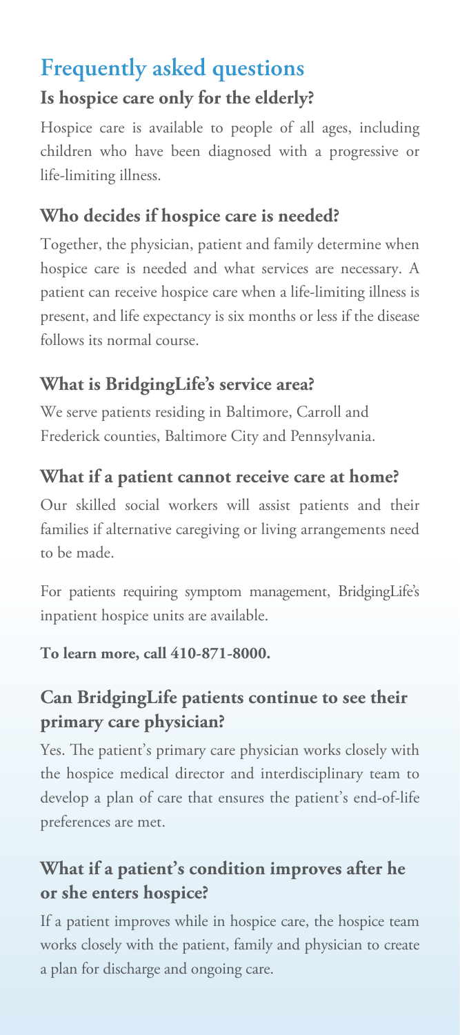# Frequently asked questions

## Is hospice care only for the elderly?

Hospice care is available to people of all ages, including children who have been diagnosed with a progressive or life-limiting illness.

## Who decides if hospice care is needed?

Together, the physician, patient and family determine when hospice care is needed and what services are necessary. A patient can receive hospice care when a life-limiting illness is present, and life expectancy is six months or less if the disease follows its normal course.

## What is BridgingLife's service area?

We serve patients residing in Baltimore, Carroll and Frederick counties, Baltimore City and Pennsylvania.

## What if a patient cannot receive care at home?

Our skilled social workers will assist patients and their families if alternative caregiving or living arrangements need to be made.

For patients requiring symptom management, BridgingLife's inpatient hospice units are available.

**To learn more, call 410-871-8000.**

## Can BridgingLife patients continue to see their primary care physician?

Yes. The patient's primary care physician works closely with the hospice medical director and interdisciplinary team to develop a plan of care that ensures the patient's end-of-life preferences are met.

## What if a patient's condition improves after he or she enters hospice?

If a patient improves while in hospice care, the hospice team works closely with the patient, family and physician to create a plan for discharge and ongoing care.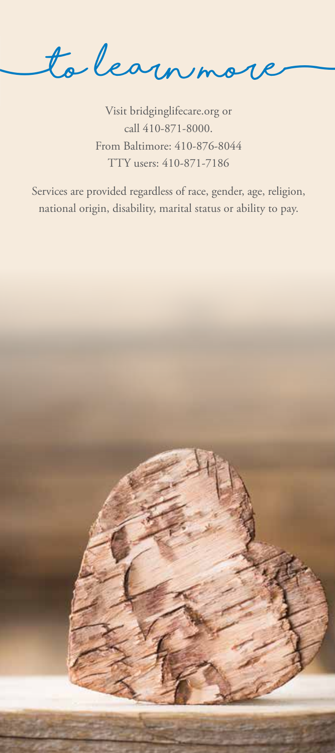## to learn more

Visit bridginglifecare.org or call 410-871-8000.
From Baltimore: 410-876-8044
TTY users: 410-871-7186

Services are provided regardless of race, gender, age, religion, national origin, disability, marital status or ability to pay.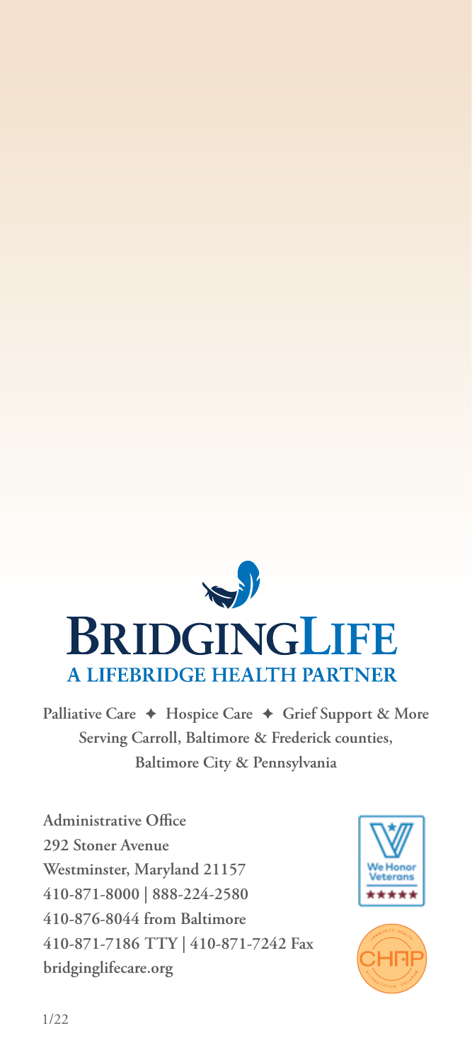# BRIDGINGLIFE

**A LIFEBRIDGE HEALTH PARTNER**

**Palliative Care ✦ Hospice Care ✦ Grief Support & More**
**Serving Carroll, Baltimore & Frederick counties,**
**Baltimore City & Pennsylvania**

**Administrative Office**
**292 Stoner Avenue**
**Westminster, Maryland 21157**
**410-871-8000 | 888-224-2580**
**410-876-8044 from Baltimore**
**410-871-7186 TTY | 410-871-7242 Fax**
**bridginglifecare.org**

We Honor Veterans

CHAP

1/22